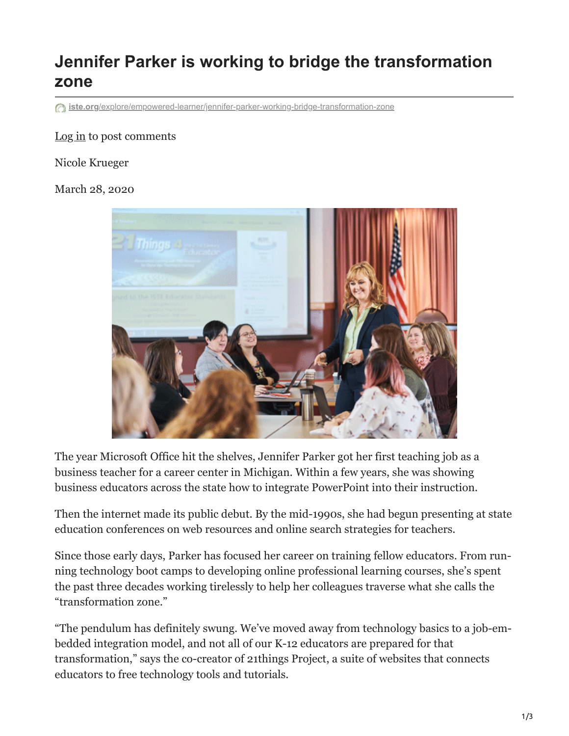# Jennifer Parker is working to bridge the transformation zone

iste.org/explore/empowered-learner/jennifer-parker-working-bridge-transformation-zone

Log in to post comments

Nicole Krueger

March 28, 2020

The year Microsoft Office hit the shelves, Jennifer Parker got her first teaching job as a business teacher for a career center in Michigan. Within a few years, she was showing business educators across the state how to integrate PowerPoint into their instruction.

Then the internet made its public debut. By the mid-1990s, she had begun presenting at state education conferences on web resources and online search strategies for teachers.

Since those early days, Parker has focused her career on training fellow educators. From running technology boot camps to developing online professional learning courses, she's spent the past three decades working tirelessly to help her colleagues traverse what she calls the "transformation zone."

"The pendulum has definitely swung. We've moved away from technology basics to a job-embedded integration model, and not all of our K-12 educators are prepared for that transformation," says the co-creator of 21things Project, a suite of websites that connects educators to free technology tools and tutorials.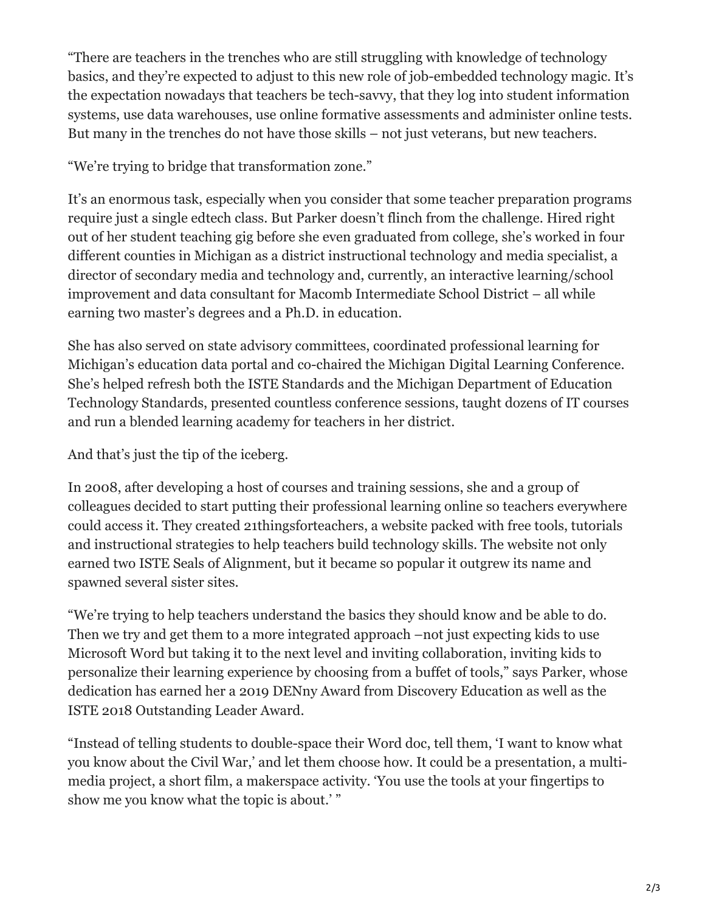"There are teachers in the trenches who are still struggling with knowledge of technology basics, and they're expected to adjust to this new role of job-embedded technology magic. It's the expectation nowadays that teachers be tech-savvy, that they log into student information systems, use data warehouses, use online formative assessments and administer online tests. But many in the trenches do not have those skills – not just veterans, but new teachers.

"We're trying to bridge that transformation zone."

It's an enormous task, especially when you consider that some teacher preparation programs require just a single edtech class. But Parker doesn't flinch from the challenge. Hired right out of her student teaching gig before she even graduated from college, she's worked in four different counties in Michigan as a district instructional technology and media specialist, a director of secondary media and technology and, currently, an interactive learning/school improvement and data consultant for Macomb Intermediate School District – all while earning two master's degrees and a Ph.D. in education.

She has also served on state advisory committees, coordinated professional learning for Michigan's education data portal and co-chaired the Michigan Digital Learning Conference. She's helped refresh both the ISTE Standards and the Michigan Department of Education Technology Standards, presented countless conference sessions, taught dozens of IT courses and run a blended learning academy for teachers in her district.

And that's just the tip of the iceberg.

In 2008, after developing a host of courses and training sessions, she and a group of colleagues decided to start putting their professional learning online so teachers everywhere could access it. They created 21thingsforteachers, a website packed with free tools, tutorials and instructional strategies to help teachers build technology skills. The website not only earned two ISTE Seals of Alignment, but it became so popular it outgrew its name and spawned several sister sites.

"We're trying to help teachers understand the basics they should know and be able to do. Then we try and get them to a more integrated approach –not just expecting kids to use Microsoft Word but taking it to the next level and inviting collaboration, inviting kids to personalize their learning experience by choosing from a buffet of tools," says Parker, whose dedication has earned her a 2019 DENny Award from Discovery Education as well as the ISTE 2018 Outstanding Leader Award.

"Instead of telling students to double-space their Word doc, tell them, 'I want to know what you know about the Civil War,' and let them choose how. It could be a presentation, a multi-media project, a short film, a makerspace activity. 'You use the tools at your fingertips to show me you know what the topic is about.' "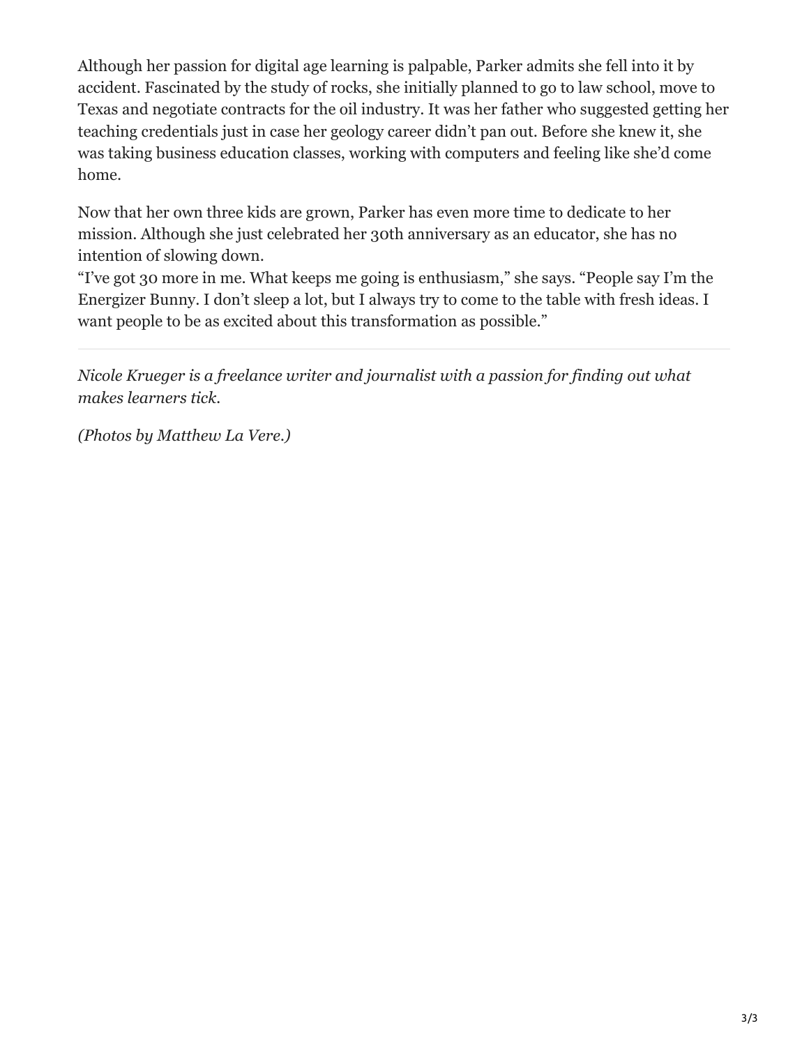Although her passion for digital age learning is palpable, Parker admits she fell into it by accident. Fascinated by the study of rocks, she initially planned to go to law school, move to Texas and negotiate contracts for the oil industry. It was her father who suggested getting her teaching credentials just in case her geology career didn't pan out. Before she knew it, she was taking business education classes, working with computers and feeling like she'd come home.

Now that her own three kids are grown, Parker has even more time to dedicate to her mission. Although she just celebrated her 30th anniversary as an educator, she has no intention of slowing down.

"I've got 30 more in me. What keeps me going is enthusiasm," she says. "People say I'm the Energizer Bunny. I don't sleep a lot, but I always try to come to the table with fresh ideas. I want people to be as excited about this transformation as possible."

---

*Nicole Krueger is a freelance writer and journalist with a passion for finding out what makes learners tick.*

*(Photos by Matthew La Vere.)*